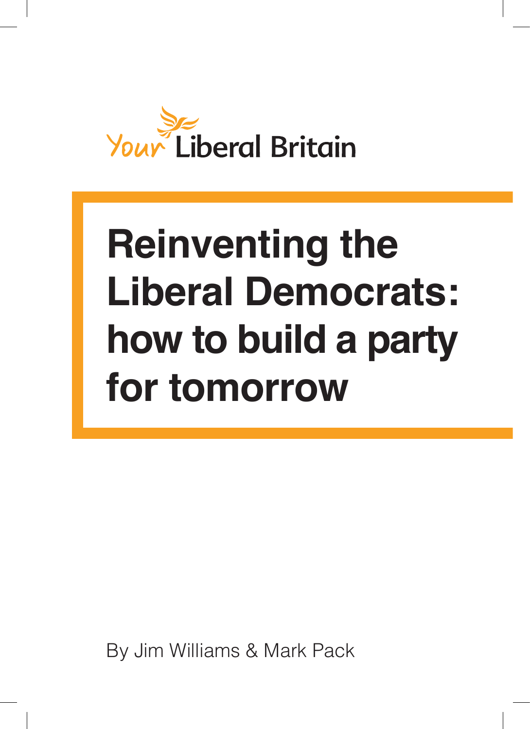Your Liberal Britain

# Reinventing the Liberal Democrats: how to build a party for tomorrow

By Jim Williams & Mark Pack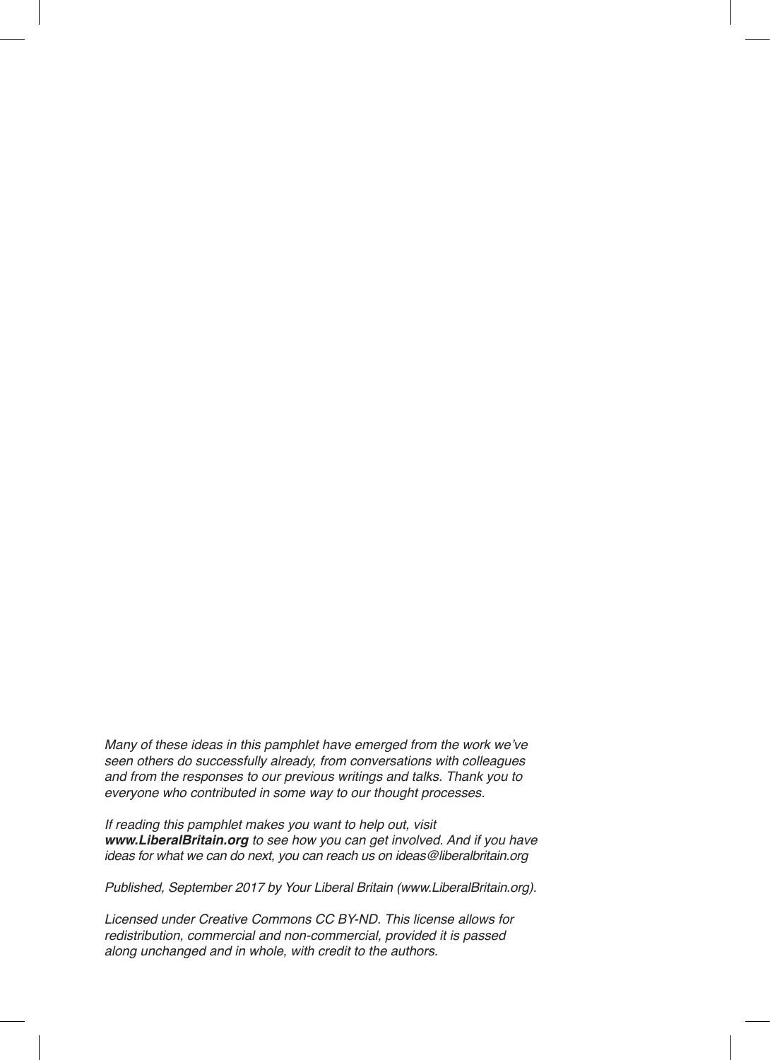*Many of these ideas in this pamphlet have emerged from the work we've seen others do successfully already, from conversations with colleagues and from the responses to our previous writings and talks. Thank you to everyone who contributed in some way to our thought processes.*

*If reading this pamphlet makes you want to help out, visit* ***www.LiberalBritain.org*** *to see how you can get involved. And if you have ideas for what we can do next, you can reach us on ideas@liberalbritain.org*

*Published, September 2017 by Your Liberal Britain (www.LiberalBritain.org).*

*Licensed under Creative Commons CC BY-ND. This license allows for redistribution, commercial and non-commercial, provided it is passed along unchanged and in whole, with credit to the authors.*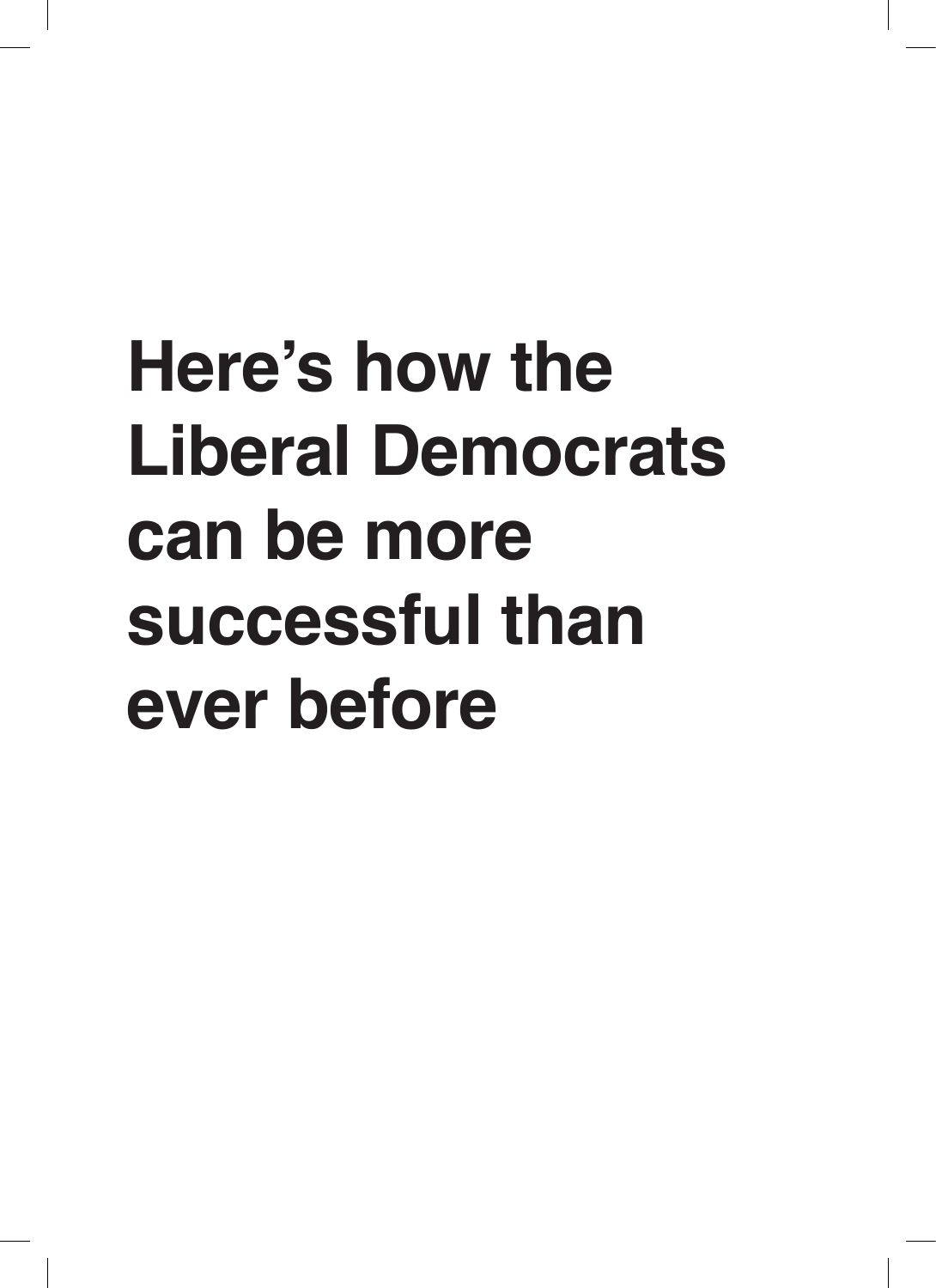# Here's how the Liberal Democrats can be more successful than ever before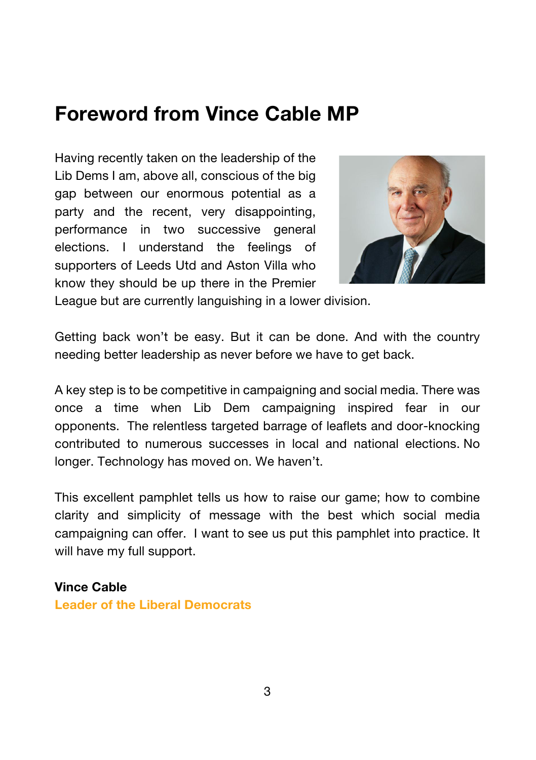# Foreword from Vince Cable MP

Having recently taken on the leadership of the Lib Dems I am, above all, conscious of the big gap between our enormous potential as a party and the recent, very disappointing, performance in two successive general elections. I understand the feelings of supporters of Leeds Utd and Aston Villa who know they should be up there in the Premier League but are currently languishing in a lower division.

Getting back won't be easy. But it can be done. And with the country needing better leadership as never before we have to get back.

A key step is to be competitive in campaigning and social media. There was once a time when Lib Dem campaigning inspired fear in our opponents. The relentless targeted barrage of leaflets and door-knocking contributed to numerous successes in local and national elections. No longer. Technology has moved on. We haven't.

This excellent pamphlet tells us how to raise our game; how to combine clarity and simplicity of message with the best which social media campaigning can offer. I want to see us put this pamphlet into practice. It will have my full support.

**Vince Cable**
**Leader of the Liberal Democrats**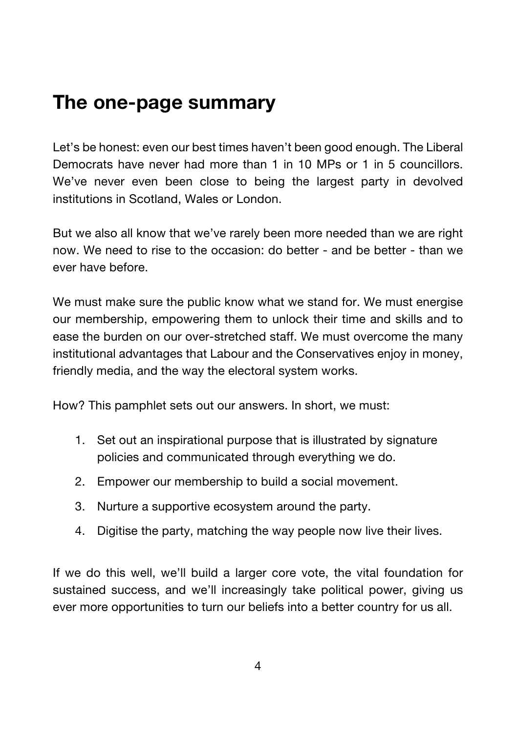## The one-page summary

Let's be honest: even our best times haven't been good enough. The Liberal Democrats have never had more than 1 in 10 MPs or 1 in 5 councillors. We've never even been close to being the largest party in devolved institutions in Scotland, Wales or London.

But we also all know that we've rarely been more needed than we are right now. We need to rise to the occasion: do better - and be better - than we ever have before.

We must make sure the public know what we stand for. We must energise our membership, empowering them to unlock their time and skills and to ease the burden on our over-stretched staff. We must overcome the many institutional advantages that Labour and the Conservatives enjoy in money, friendly media, and the way the electoral system works.

How? This pamphlet sets out our answers. In short, we must:

1. Set out an inspirational purpose that is illustrated by signature policies and communicated through everything we do.
2. Empower our membership to build a social movement.
3. Nurture a supportive ecosystem around the party.
4. Digitise the party, matching the way people now live their lives.

If we do this well, we'll build a larger core vote, the vital foundation for sustained success, and we'll increasingly take political power, giving us ever more opportunities to turn our beliefs into a better country for us all.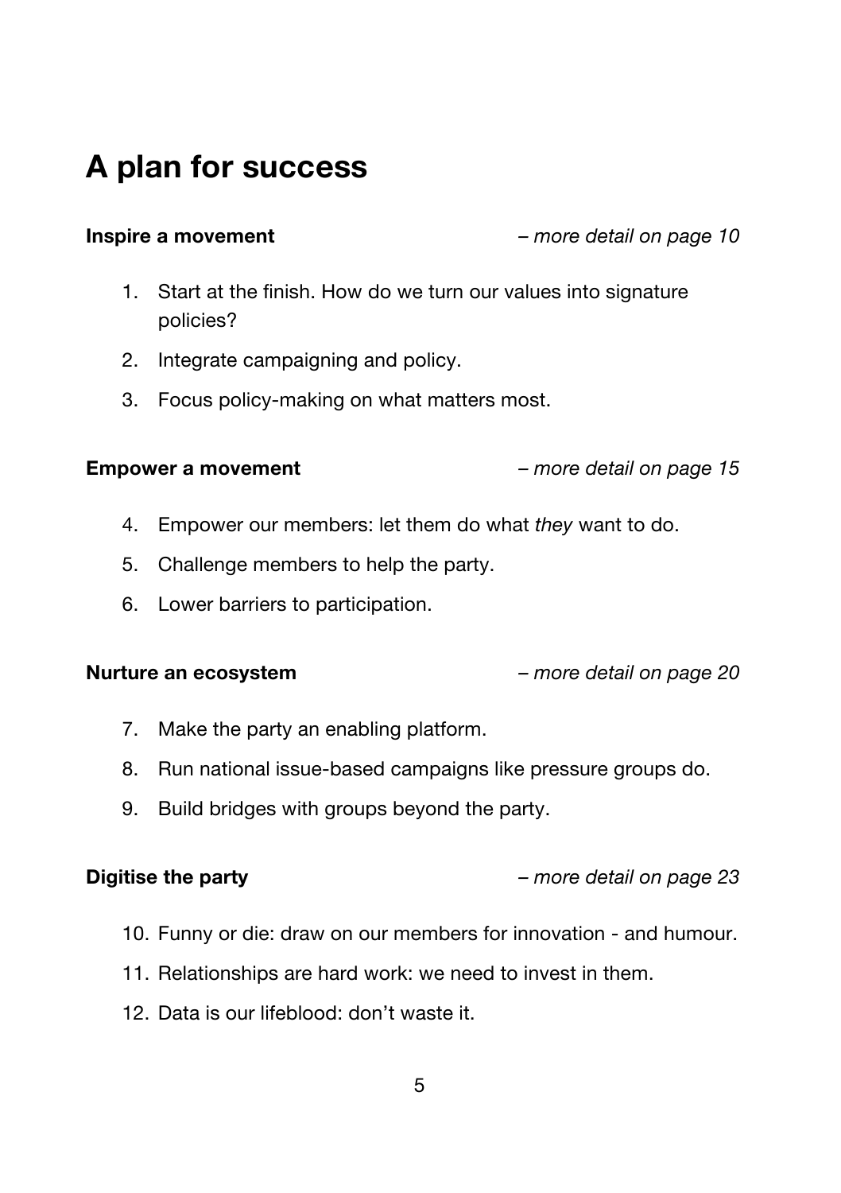# A plan for success

**Inspire a movement** – *more detail on page 10*

1. Start at the finish. How do we turn our values into signature policies?
2. Integrate campaigning and policy.
3. Focus policy-making on what matters most.

**Empower a movement** – *more detail on page 15*

4. Empower our members: let them do what *they* want to do.
5. Challenge members to help the party.
6. Lower barriers to participation.

**Nurture an ecosystem** – *more detail on page 20*

7. Make the party an enabling platform.
8. Run national issue-based campaigns like pressure groups do.
9. Build bridges with groups beyond the party.

**Digitise the party** – *more detail on page 23*

10. Funny or die: draw on our members for innovation - and humour.
11. Relationships are hard work: we need to invest in them.
12. Data is our lifeblood: don't waste it.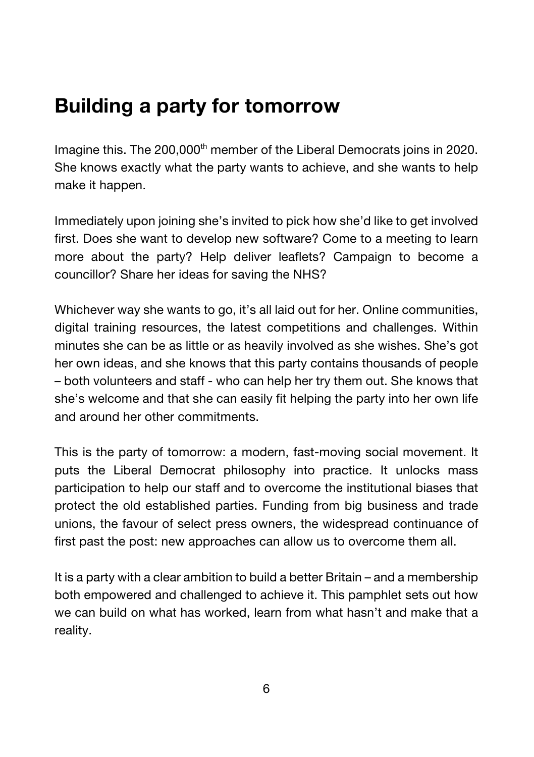## Building a party for tomorrow

Imagine this. The 200,000th member of the Liberal Democrats joins in 2020. She knows exactly what the party wants to achieve, and she wants to help make it happen.

Immediately upon joining she's invited to pick how she'd like to get involved first. Does she want to develop new software? Come to a meeting to learn more about the party? Help deliver leaflets? Campaign to become a councillor? Share her ideas for saving the NHS?

Whichever way she wants to go, it's all laid out for her. Online communities, digital training resources, the latest competitions and challenges. Within minutes she can be as little or as heavily involved as she wishes. She's got her own ideas, and she knows that this party contains thousands of people – both volunteers and staff - who can help her try them out. She knows that she's welcome and that she can easily fit helping the party into her own life and around her other commitments.

This is the party of tomorrow: a modern, fast-moving social movement. It puts the Liberal Democrat philosophy into practice. It unlocks mass participation to help our staff and to overcome the institutional biases that protect the old established parties. Funding from big business and trade unions, the favour of select press owners, the widespread continuance of first past the post: new approaches can allow us to overcome them all.

It is a party with a clear ambition to build a better Britain – and a membership both empowered and challenged to achieve it. This pamphlet sets out how we can build on what has worked, learn from what hasn't and make that a reality.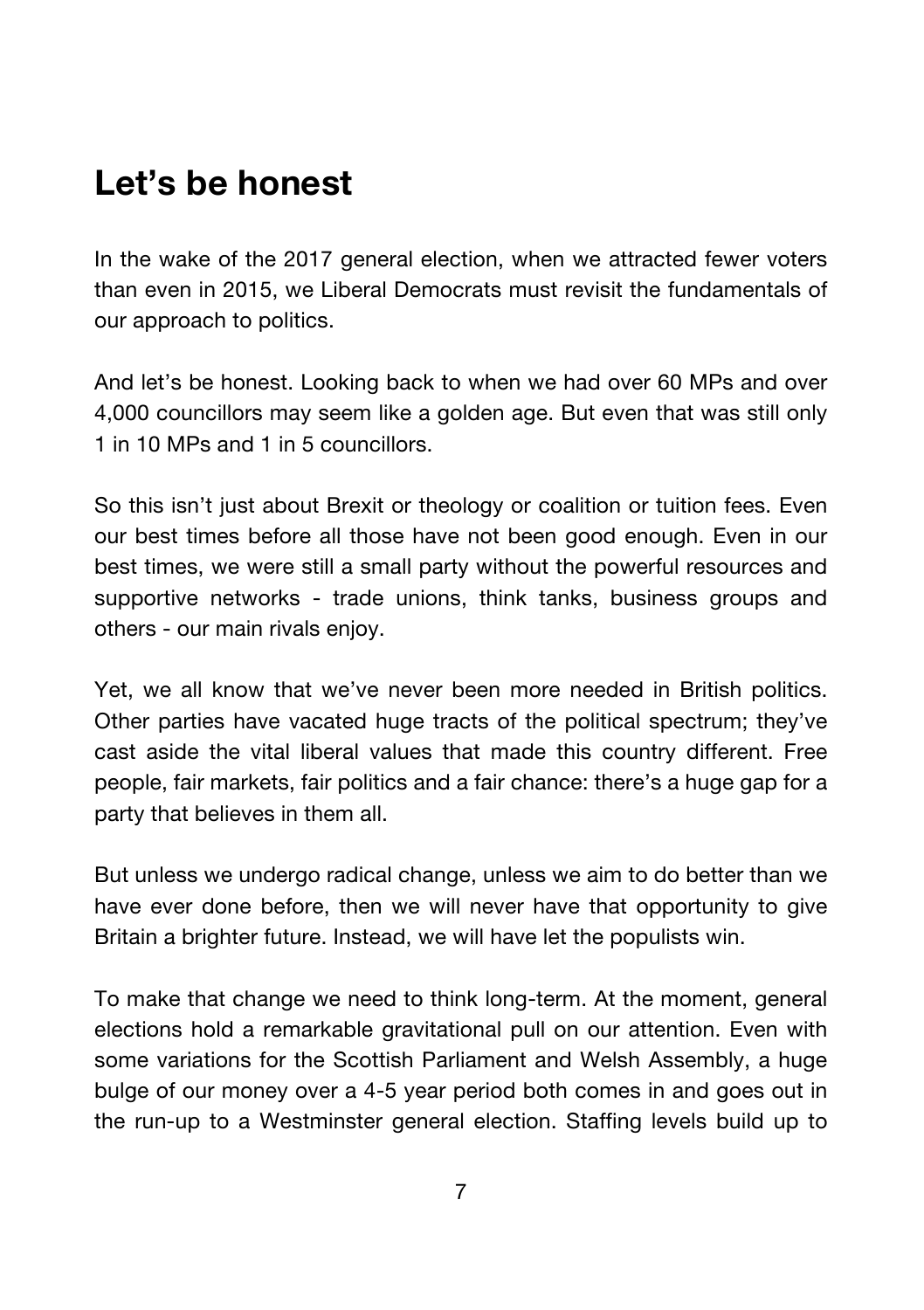## Let's be honest

In the wake of the 2017 general election, when we attracted fewer voters than even in 2015, we Liberal Democrats must revisit the fundamentals of our approach to politics.

And let's be honest. Looking back to when we had over 60 MPs and over 4,000 councillors may seem like a golden age. But even that was still only 1 in 10 MPs and 1 in 5 councillors.

So this isn't just about Brexit or theology or coalition or tuition fees. Even our best times before all those have not been good enough. Even in our best times, we were still a small party without the powerful resources and supportive networks - trade unions, think tanks, business groups and others - our main rivals enjoy.

Yet, we all know that we've never been more needed in British politics. Other parties have vacated huge tracts of the political spectrum; they've cast aside the vital liberal values that made this country different. Free people, fair markets, fair politics and a fair chance: there's a huge gap for a party that believes in them all.

But unless we undergo radical change, unless we aim to do better than we have ever done before, then we will never have that opportunity to give Britain a brighter future. Instead, we will have let the populists win.

To make that change we need to think long-term. At the moment, general elections hold a remarkable gravitational pull on our attention. Even with some variations for the Scottish Parliament and Welsh Assembly, a huge bulge of our money over a 4-5 year period both comes in and goes out in the run-up to a Westminster general election. Staffing levels build up to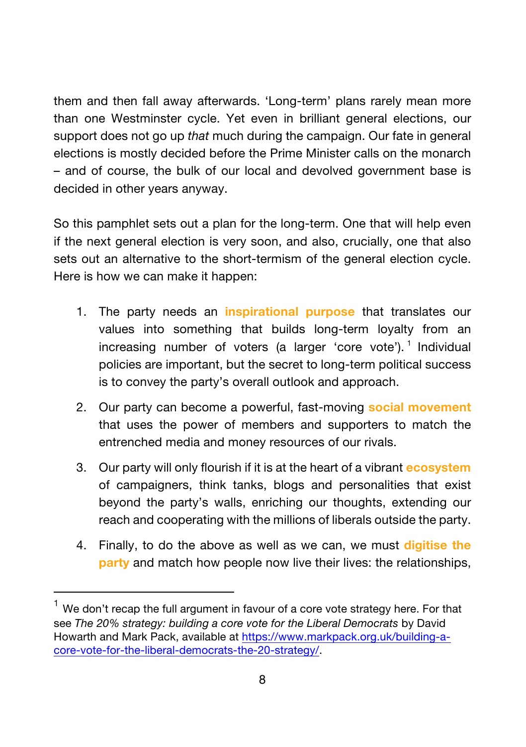them and then fall away afterwards. 'Long-term' plans rarely mean more than one Westminster cycle. Yet even in brilliant general elections, our support does not go up *that* much during the campaign. Our fate in general elections is mostly decided before the Prime Minister calls on the monarch – and of course, the bulk of our local and devolved government base is decided in other years anyway.

So this pamphlet sets out a plan for the long-term. One that will help even if the next general election is very soon, and also, crucially, one that also sets out an alternative to the short-termism of the general election cycle. Here is how we can make it happen:

1. The party needs an **inspirational purpose** that translates our values into something that builds long-term loyalty from an increasing number of voters (a larger 'core vote').[1] Individual policies are important, but the secret to long-term political success is to convey the party's overall outlook and approach.
2. Our party can become a powerful, fast-moving **social movement** that uses the power of members and supporters to match the entrenched media and money resources of our rivals.
3. Our party will only flourish if it is at the heart of a vibrant **ecosystem** of campaigners, think tanks, blogs and personalities that exist beyond the party's walls, enriching our thoughts, extending our reach and cooperating with the millions of liberals outside the party.
4. Finally, to do the above as well as we can, we must **digitise the party** and match how people now live their lives: the relationships,

---

[1] We don't recap the full argument in favour of a core vote strategy here. For that see *The 20% strategy: building a core vote for the Liberal Democrats* by David Howarth and Mark Pack, available at https://www.markpack.org.uk/building-a-core-vote-for-the-liberal-democrats-the-20-strategy/.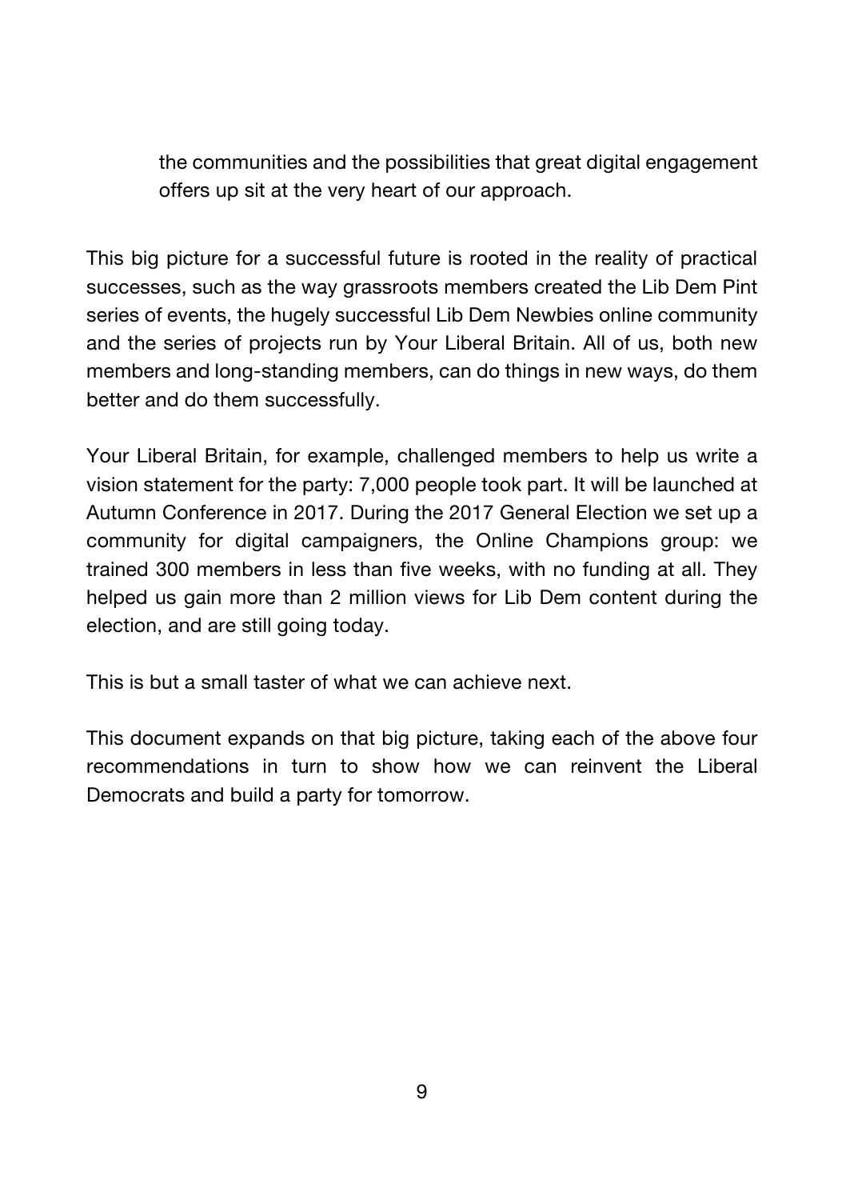the communities and the possibilities that great digital engagement offers up sit at the very heart of our approach.

This big picture for a successful future is rooted in the reality of practical successes, such as the way grassroots members created the Lib Dem Pint series of events, the hugely successful Lib Dem Newbies online community and the series of projects run by Your Liberal Britain. All of us, both new members and long-standing members, can do things in new ways, do them better and do them successfully.

Your Liberal Britain, for example, challenged members to help us write a vision statement for the party: 7,000 people took part. It will be launched at Autumn Conference in 2017. During the 2017 General Election we set up a community for digital campaigners, the Online Champions group: we trained 300 members in less than five weeks, with no funding at all. They helped us gain more than 2 million views for Lib Dem content during the election, and are still going today.

This is but a small taster of what we can achieve next.

This document expands on that big picture, taking each of the above four recommendations in turn to show how we can reinvent the Liberal Democrats and build a party for tomorrow.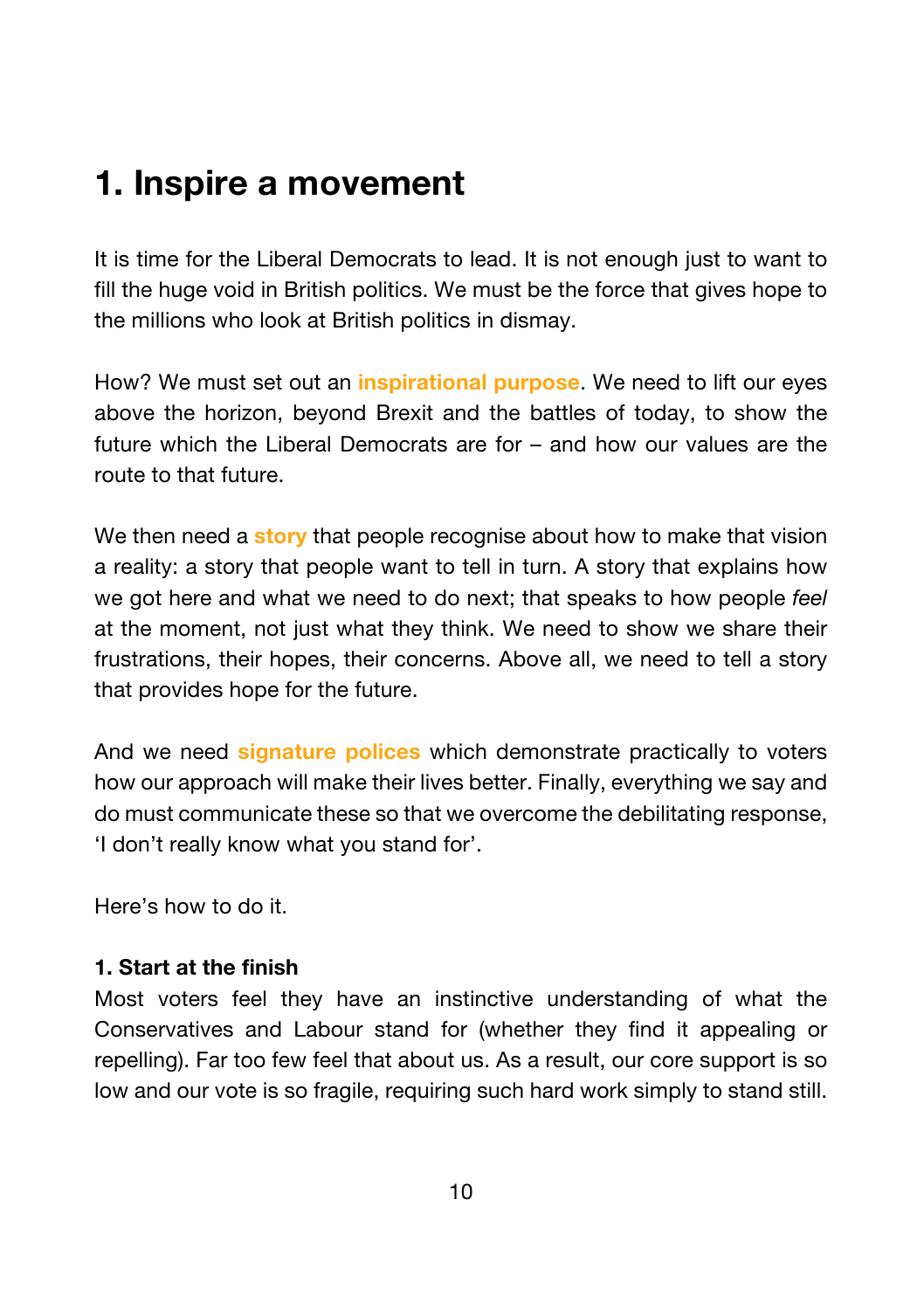# 1. Inspire a movement

It is time for the Liberal Democrats to lead. It is not enough just to want to fill the huge void in British politics. We must be the force that gives hope to the millions who look at British politics in dismay.

How? We must set out an **inspirational purpose**. We need to lift our eyes above the horizon, beyond Brexit and the battles of today, to show the future which the Liberal Democrats are for – and how our values are the route to that future.

We then need a **story** that people recognise about how to make that vision a reality: a story that people want to tell in turn. A story that explains how we got here and what we need to do next; that speaks to how people *feel* at the moment, not just what they think. We need to show we share their frustrations, their hopes, their concerns. Above all, we need to tell a story that provides hope for the future.

And we need **signature polices** which demonstrate practically to voters how our approach will make their lives better. Finally, everything we say and do must communicate these so that we overcome the debilitating response, 'I don't really know what you stand for'.

Here's how to do it.

**1. Start at the finish**

Most voters feel they have an instinctive understanding of what the Conservatives and Labour stand for (whether they find it appealing or repelling). Far too few feel that about us. As a result, our core support is so low and our vote is so fragile, requiring such hard work simply to stand still.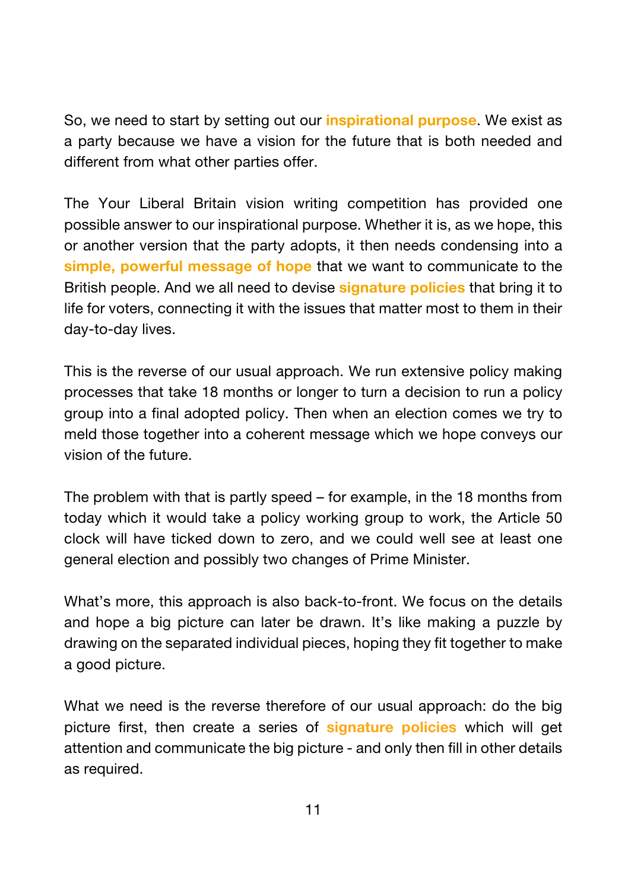So, we need to start by setting out our **inspirational purpose**. We exist as a party because we have a vision for the future that is both needed and different from what other parties offer.

The Your Liberal Britain vision writing competition has provided one possible answer to our inspirational purpose. Whether it is, as we hope, this or another version that the party adopts, it then needs condensing into a **simple, powerful message of hope** that we want to communicate to the British people. And we all need to devise **signature policies** that bring it to life for voters, connecting it with the issues that matter most to them in their day-to-day lives.

This is the reverse of our usual approach. We run extensive policy making processes that take 18 months or longer to turn a decision to run a policy group into a final adopted policy. Then when an election comes we try to meld those together into a coherent message which we hope conveys our vision of the future.

The problem with that is partly speed – for example, in the 18 months from today which it would take a policy working group to work, the Article 50 clock will have ticked down to zero, and we could well see at least one general election and possibly two changes of Prime Minister.

What's more, this approach is also back-to-front. We focus on the details and hope a big picture can later be drawn. It's like making a puzzle by drawing on the separated individual pieces, hoping they fit together to make a good picture.

What we need is the reverse therefore of our usual approach: do the big picture first, then create a series of **signature policies** which will get attention and communicate the big picture - and only then fill in other details as required.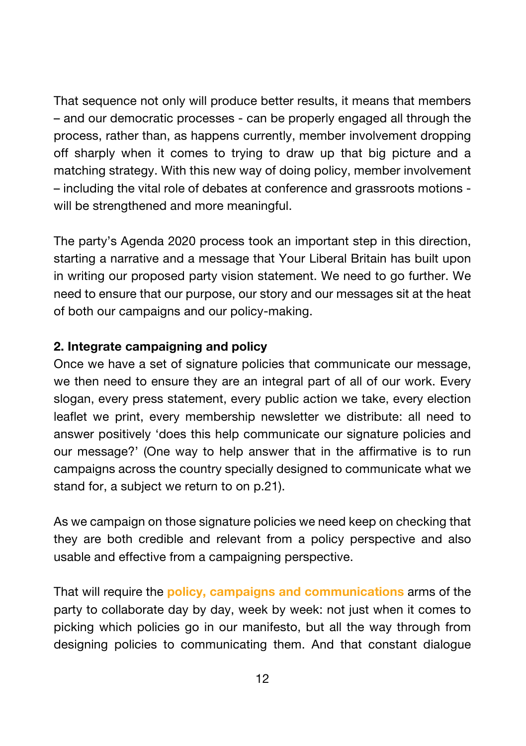That sequence not only will produce better results, it means that members – and our democratic processes - can be properly engaged all through the process, rather than, as happens currently, member involvement dropping off sharply when it comes to trying to draw up that big picture and a matching strategy. With this new way of doing policy, member involvement – including the vital role of debates at conference and grassroots motions - will be strengthened and more meaningful.

The party's Agenda 2020 process took an important step in this direction, starting a narrative and a message that Your Liberal Britain has built upon in writing our proposed party vision statement. We need to go further. We need to ensure that our purpose, our story and our messages sit at the heat of both our campaigns and our policy-making.

**2. Integrate campaigning and policy**

Once we have a set of signature policies that communicate our message, we then need to ensure they are an integral part of all of our work. Every slogan, every press statement, every public action we take, every election leaflet we print, every membership newsletter we distribute: all need to answer positively 'does this help communicate our signature policies and our message?' (One way to help answer that in the affirmative is to run campaigns across the country specially designed to communicate what we stand for, a subject we return to on p.21).

As we campaign on those signature policies we need keep on checking that they are both credible and relevant from a policy perspective and also usable and effective from a campaigning perspective.

That will require the **policy, campaigns and communications** arms of the party to collaborate day by day, week by week: not just when it comes to picking which policies go in our manifesto, but all the way through from designing policies to communicating them. And that constant dialogue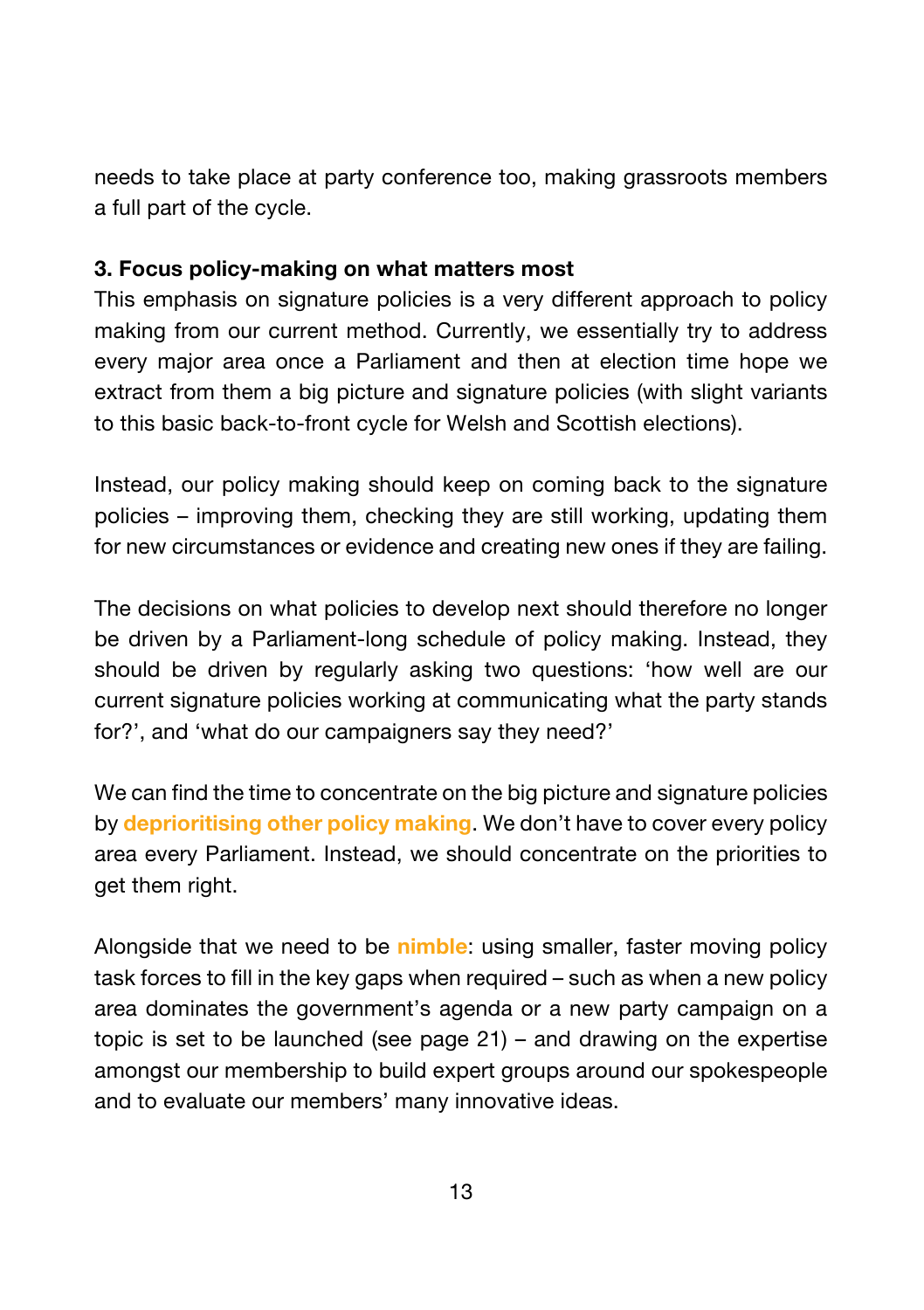needs to take place at party conference too, making grassroots members a full part of the cycle.

**3. Focus policy-making on what matters most**

This emphasis on signature policies is a very different approach to policy making from our current method. Currently, we essentially try to address every major area once a Parliament and then at election time hope we extract from them a big picture and signature policies (with slight variants to this basic back-to-front cycle for Welsh and Scottish elections).

Instead, our policy making should keep on coming back to the signature policies – improving them, checking they are still working, updating them for new circumstances or evidence and creating new ones if they are failing.

The decisions on what policies to develop next should therefore no longer be driven by a Parliament-long schedule of policy making. Instead, they should be driven by regularly asking two questions: 'how well are our current signature policies working at communicating what the party stands for?', and 'what do our campaigners say they need?'

We can find the time to concentrate on the big picture and signature policies by **deprioritising other policy making**. We don't have to cover every policy area every Parliament. Instead, we should concentrate on the priorities to get them right.

Alongside that we need to be **nimble**: using smaller, faster moving policy task forces to fill in the key gaps when required – such as when a new policy area dominates the government's agenda or a new party campaign on a topic is set to be launched (see page 21) – and drawing on the expertise amongst our membership to build expert groups around our spokespeople and to evaluate our members' many innovative ideas.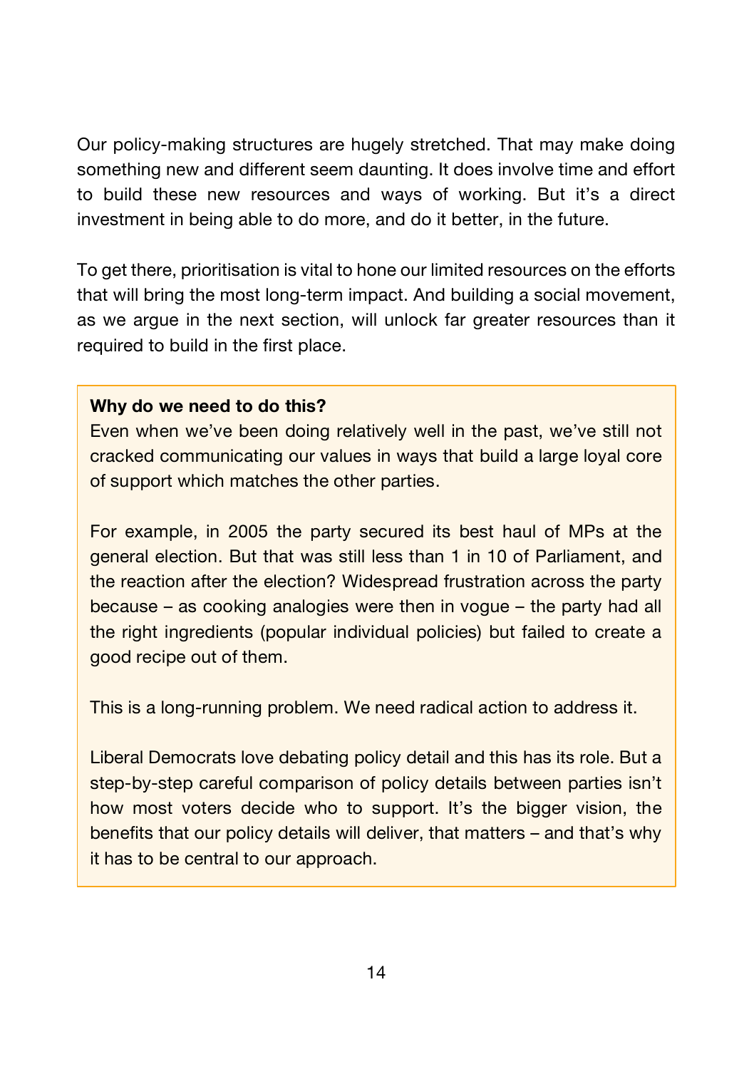Our policy-making structures are hugely stretched. That may make doing something new and different seem daunting. It does involve time and effort to build these new resources and ways of working. But it's a direct investment in being able to do more, and do it better, in the future.

To get there, prioritisation is vital to hone our limited resources on the efforts that will bring the most long-term impact. And building a social movement, as we argue in the next section, will unlock far greater resources than it required to build in the first place.

> **Why do we need to do this?**
>
> Even when we've been doing relatively well in the past, we've still not cracked communicating our values in ways that build a large loyal core of support which matches the other parties.
>
> For example, in 2005 the party secured its best haul of MPs at the general election. But that was still less than 1 in 10 of Parliament, and the reaction after the election? Widespread frustration across the party because – as cooking analogies were then in vogue – the party had all the right ingredients (popular individual policies) but failed to create a good recipe out of them.
>
> This is a long-running problem. We need radical action to address it.
>
> Liberal Democrats love debating policy detail and this has its role. But a step-by-step careful comparison of policy details between parties isn't how most voters decide who to support. It's the bigger vision, the benefits that our policy details will deliver, that matters – and that's why it has to be central to our approach.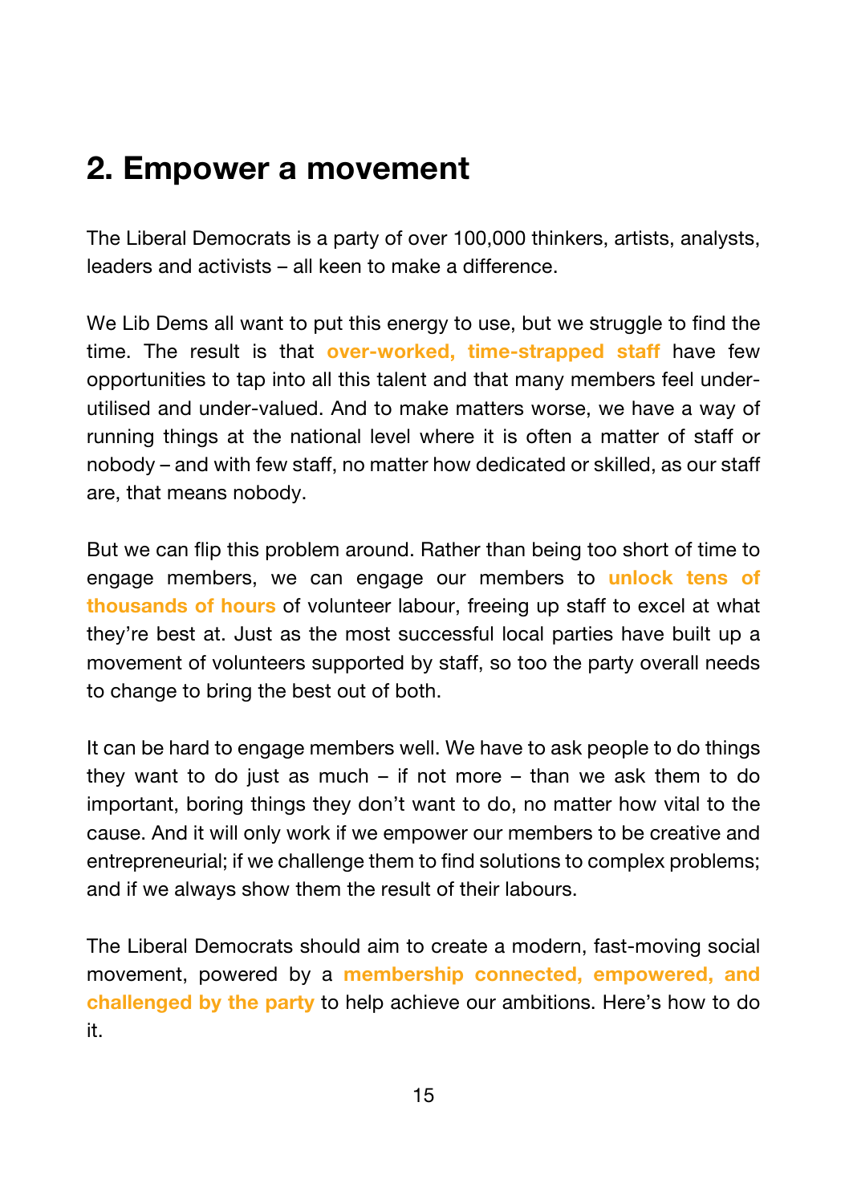## 2. Empower a movement

The Liberal Democrats is a party of over 100,000 thinkers, artists, analysts, leaders and activists – all keen to make a difference.

We Lib Dems all want to put this energy to use, but we struggle to find the time. The result is that **over-worked, time-strapped staff** have few opportunities to tap into all this talent and that many members feel under-utilised and under-valued. And to make matters worse, we have a way of running things at the national level where it is often a matter of staff or nobody – and with few staff, no matter how dedicated or skilled, as our staff are, that means nobody.

But we can flip this problem around. Rather than being too short of time to engage members, we can engage our members to **unlock tens of thousands of hours** of volunteer labour, freeing up staff to excel at what they're best at. Just as the most successful local parties have built up a movement of volunteers supported by staff, so too the party overall needs to change to bring the best out of both.

It can be hard to engage members well. We have to ask people to do things they want to do just as much – if not more – than we ask them to do important, boring things they don't want to do, no matter how vital to the cause. And it will only work if we empower our members to be creative and entrepreneurial; if we challenge them to find solutions to complex problems; and if we always show them the result of their labours.

The Liberal Democrats should aim to create a modern, fast-moving social movement, powered by a **membership connected, empowered, and challenged by the party** to help achieve our ambitions. Here's how to do it.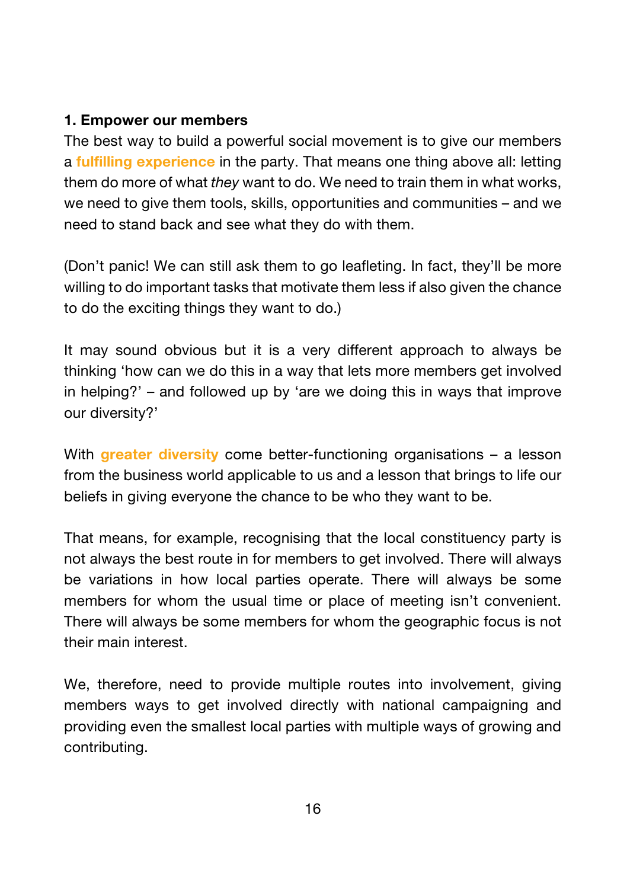**1. Empower our members**

The best way to build a powerful social movement is to give our members a **fulfilling experience** in the party. That means one thing above all: letting them do more of what *they* want to do. We need to train them in what works, we need to give them tools, skills, opportunities and communities – and we need to stand back and see what they do with them.

(Don't panic! We can still ask them to go leafleting. In fact, they'll be more willing to do important tasks that motivate them less if also given the chance to do the exciting things they want to do.)

It may sound obvious but it is a very different approach to always be thinking 'how can we do this in a way that lets more members get involved in helping?' – and followed up by 'are we doing this in ways that improve our diversity?'

With **greater diversity** come better-functioning organisations – a lesson from the business world applicable to us and a lesson that brings to life our beliefs in giving everyone the chance to be who they want to be.

That means, for example, recognising that the local constituency party is not always the best route in for members to get involved. There will always be variations in how local parties operate. There will always be some members for whom the usual time or place of meeting isn't convenient. There will always be some members for whom the geographic focus is not their main interest.

We, therefore, need to provide multiple routes into involvement, giving members ways to get involved directly with national campaigning and providing even the smallest local parties with multiple ways of growing and contributing.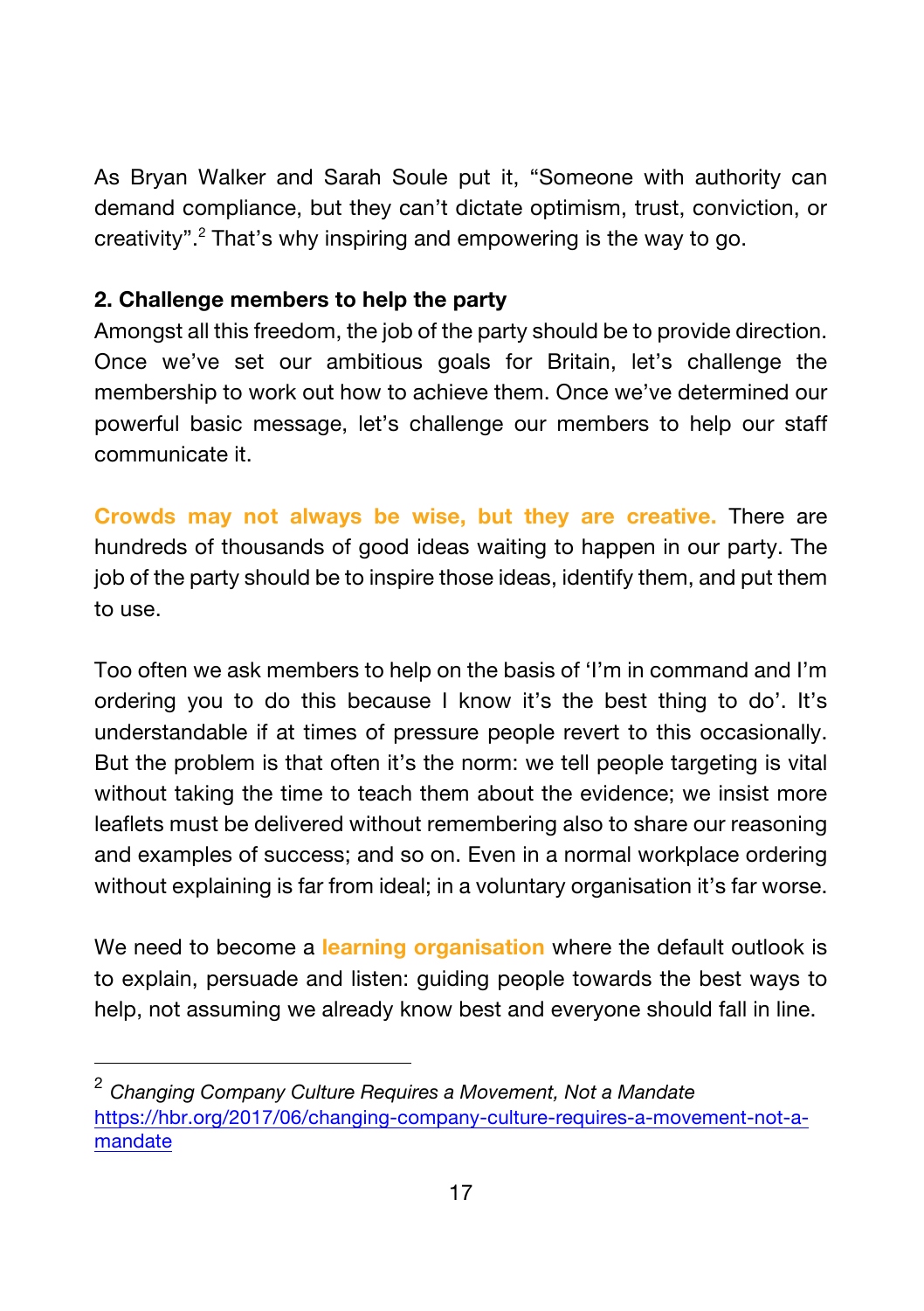As Bryan Walker and Sarah Soule put it, "Someone with authority can demand compliance, but they can't dictate optimism, trust, conviction, or creativity".[2] That's why inspiring and empowering is the way to go.

**2. Challenge members to help the party**

Amongst all this freedom, the job of the party should be to provide direction. Once we've set our ambitious goals for Britain, let's challenge the membership to work out how to achieve them. Once we've determined our powerful basic message, let's challenge our members to help our staff communicate it.

**Crowds may not always be wise, but they are creative.** There are hundreds of thousands of good ideas waiting to happen in our party. The job of the party should be to inspire those ideas, identify them, and put them to use.

Too often we ask members to help on the basis of 'I'm in command and I'm ordering you to do this because I know it's the best thing to do'. It's understandable if at times of pressure people revert to this occasionally. But the problem is that often it's the norm: we tell people targeting is vital without taking the time to teach them about the evidence; we insist more leaflets must be delivered without remembering also to share our reasoning and examples of success; and so on. Even in a normal workplace ordering without explaining is far from ideal; in a voluntary organisation it's far worse.

We need to become a **learning organisation** where the default outlook is to explain, persuade and listen: guiding people towards the best ways to help, not assuming we already know best and everyone should fall in line.

---

[2] *Changing Company Culture Requires a Movement, Not a Mandate* https://hbr.org/2017/06/changing-company-culture-requires-a-movement-not-a-mandate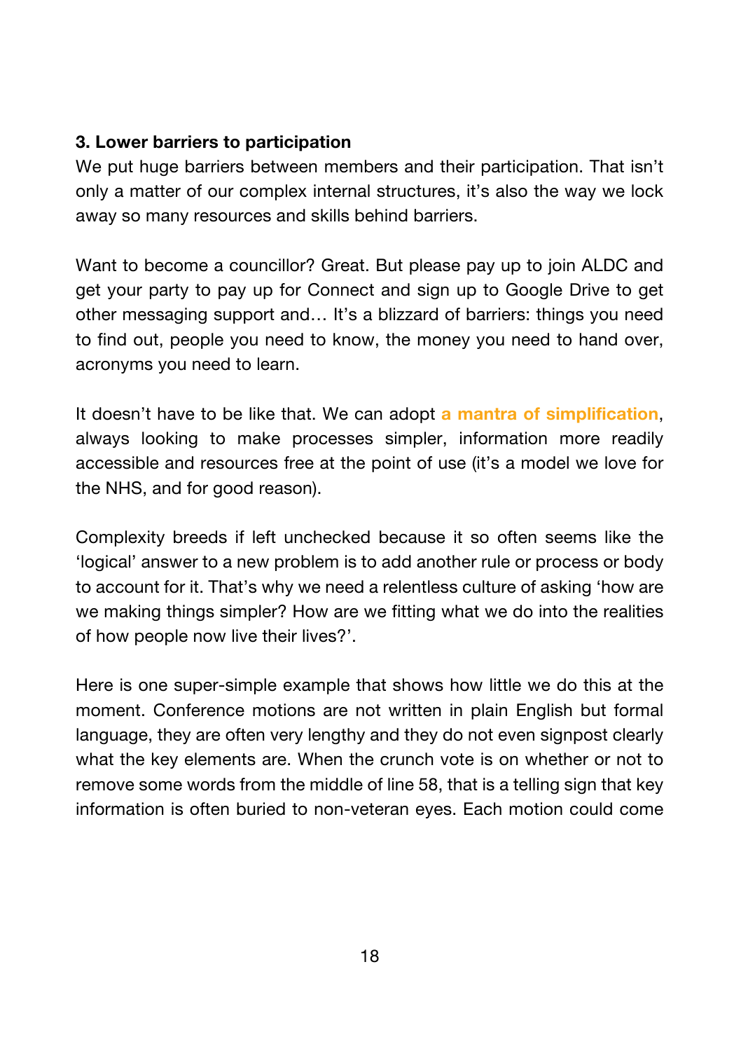**3. Lower barriers to participation**

We put huge barriers between members and their participation. That isn't only a matter of our complex internal structures, it's also the way we lock away so many resources and skills behind barriers.

Want to become a councillor? Great. But please pay up to join ALDC and get your party to pay up for Connect and sign up to Google Drive to get other messaging support and… It's a blizzard of barriers: things you need to find out, people you need to know, the money you need to hand over, acronyms you need to learn.

It doesn't have to be like that. We can adopt **a mantra of simplification**, always looking to make processes simpler, information more readily accessible and resources free at the point of use (it's a model we love for the NHS, and for good reason).

Complexity breeds if left unchecked because it so often seems like the 'logical' answer to a new problem is to add another rule or process or body to account for it. That's why we need a relentless culture of asking 'how are we making things simpler? How are we fitting what we do into the realities of how people now live their lives?'.

Here is one super-simple example that shows how little we do this at the moment. Conference motions are not written in plain English but formal language, they are often very lengthy and they do not even signpost clearly what the key elements are. When the crunch vote is on whether or not to remove some words from the middle of line 58, that is a telling sign that key information is often buried to non-veteran eyes. Each motion could come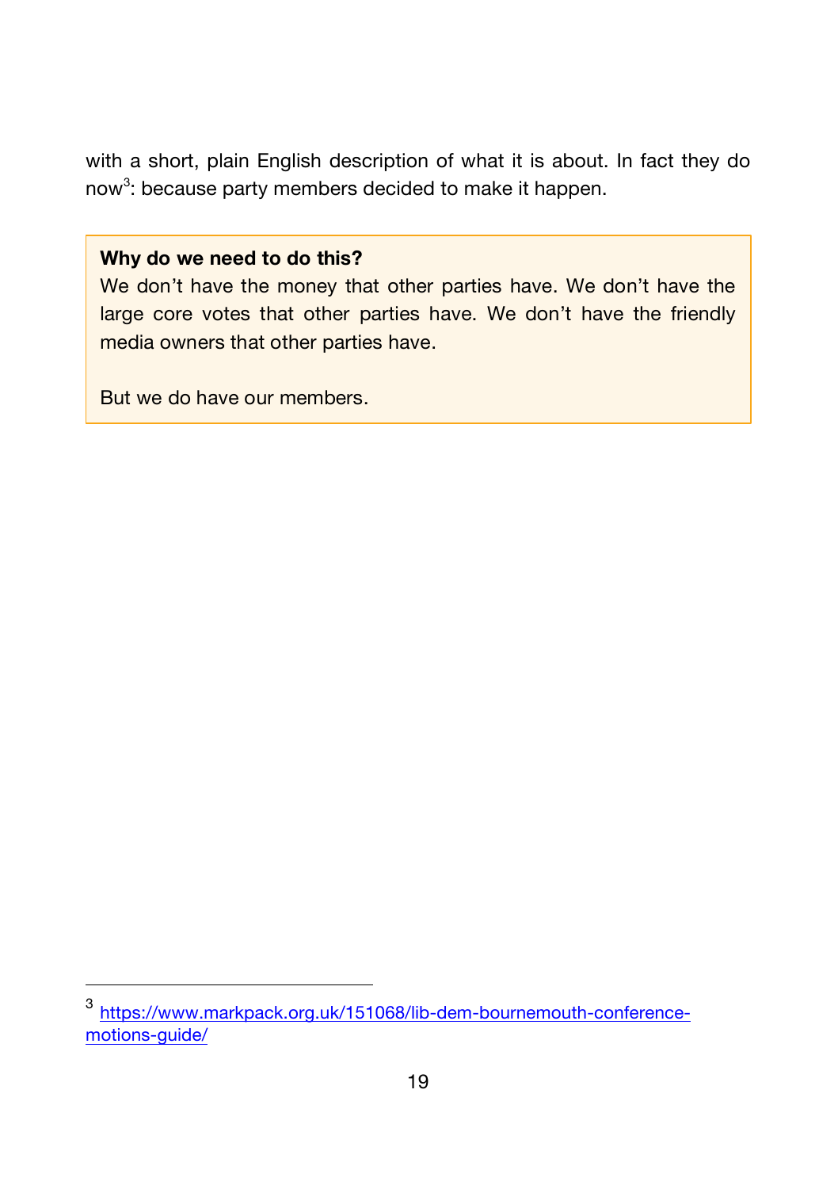with a short, plain English description of what it is about. In fact they do now[3]: because party members decided to make it happen.

> **Why do we need to do this?**
> We don't have the money that other parties have. We don't have the large core votes that other parties have. We don't have the friendly media owners that other parties have.
>
> But we do have our members.

[3] https://www.markpack.org.uk/151068/lib-dem-bournemouth-conference-motions-guide/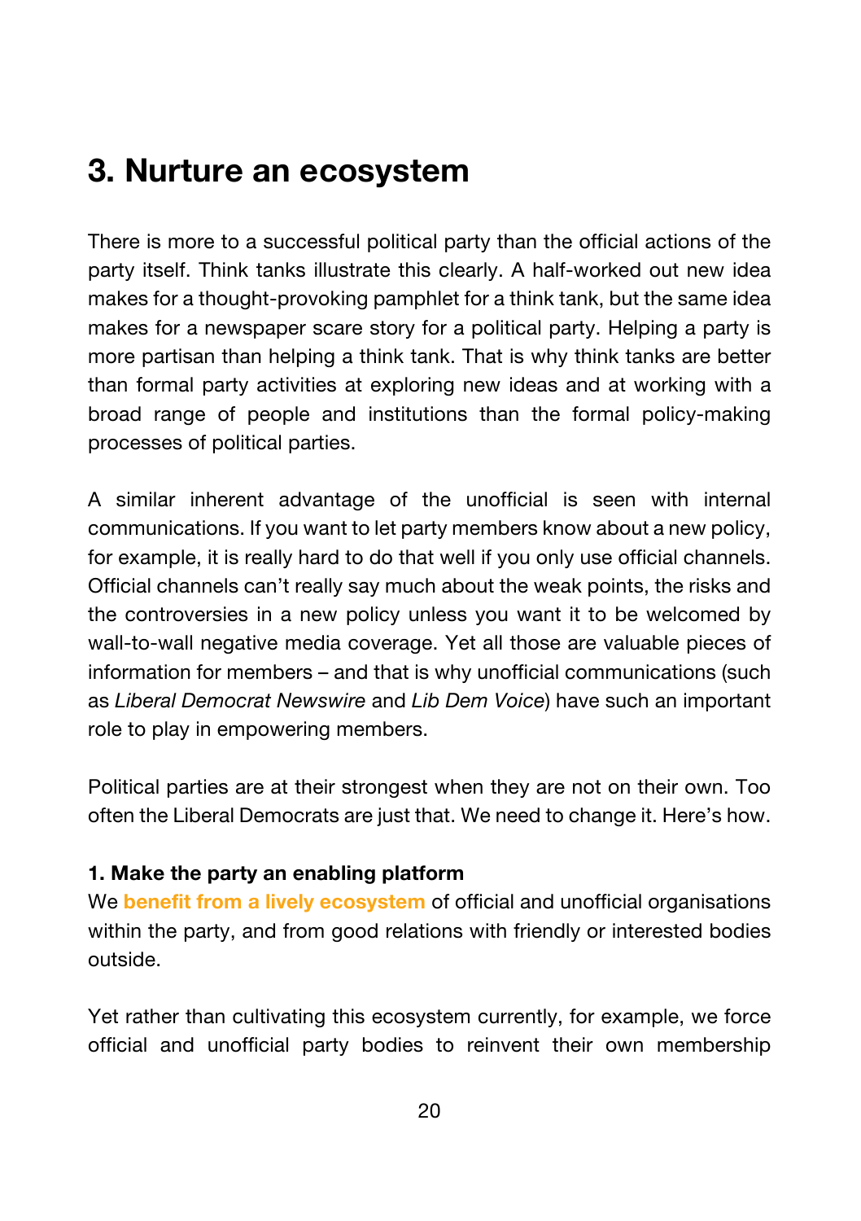## 3. Nurture an ecosystem

There is more to a successful political party than the official actions of the party itself. Think tanks illustrate this clearly. A half-worked out new idea makes for a thought-provoking pamphlet for a think tank, but the same idea makes for a newspaper scare story for a political party. Helping a party is more partisan than helping a think tank. That is why think tanks are better than formal party activities at exploring new ideas and at working with a broad range of people and institutions than the formal policy-making processes of political parties.

A similar inherent advantage of the unofficial is seen with internal communications. If you want to let party members know about a new policy, for example, it is really hard to do that well if you only use official channels. Official channels can't really say much about the weak points, the risks and the controversies in a new policy unless you want it to be welcomed by wall-to-wall negative media coverage. Yet all those are valuable pieces of information for members – and that is why unofficial communications (such as *Liberal Democrat Newswire* and *Lib Dem Voice*) have such an important role to play in empowering members.

Political parties are at their strongest when they are not on their own. Too often the Liberal Democrats are just that. We need to change it. Here's how.

**1. Make the party an enabling platform**

We **benefit from a lively ecosystem** of official and unofficial organisations within the party, and from good relations with friendly or interested bodies outside.

Yet rather than cultivating this ecosystem currently, for example, we force official and unofficial party bodies to reinvent their own membership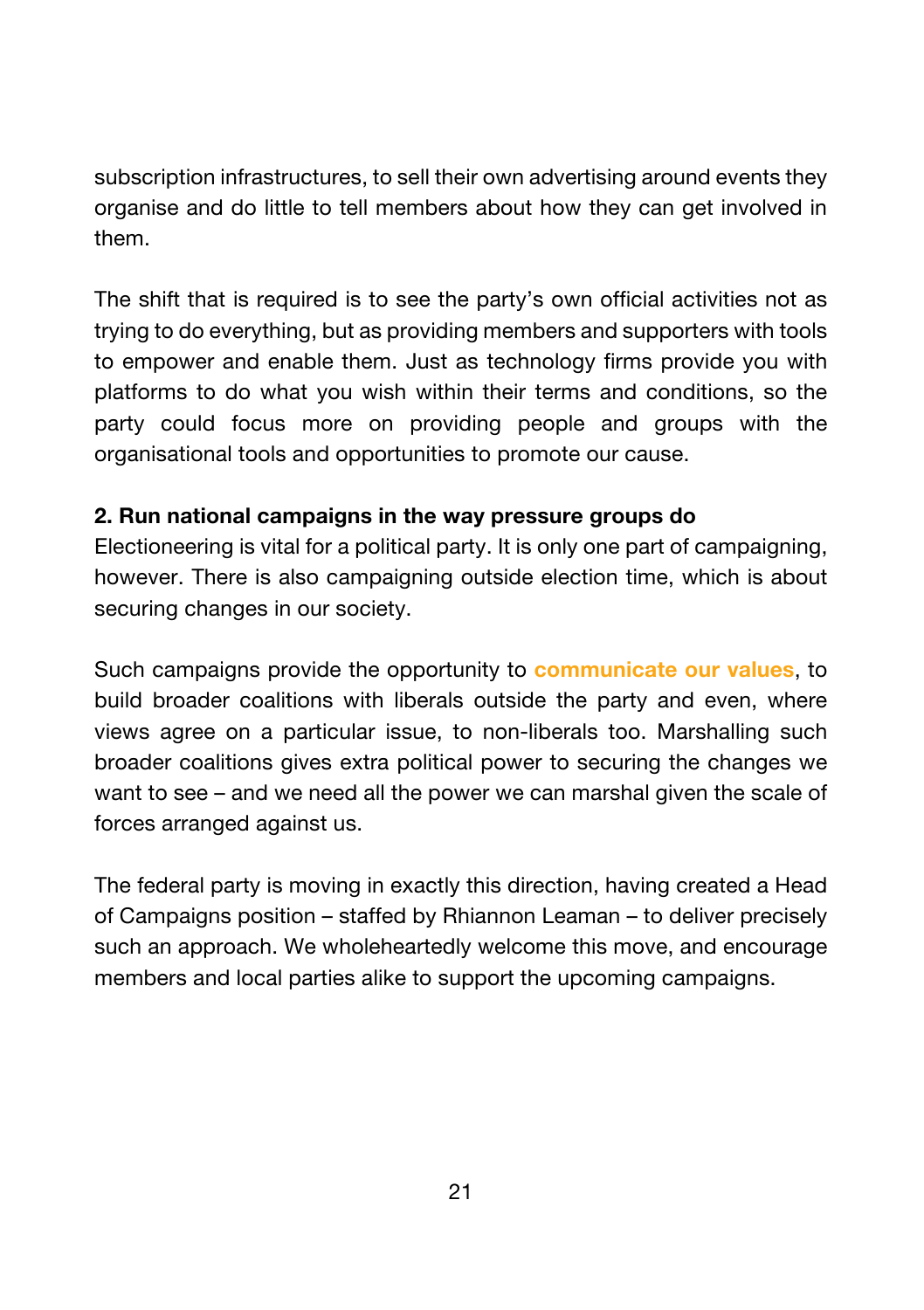subscription infrastructures, to sell their own advertising around events they organise and do little to tell members about how they can get involved in them.

The shift that is required is to see the party's own official activities not as trying to do everything, but as providing members and supporters with tools to empower and enable them. Just as technology firms provide you with platforms to do what you wish within their terms and conditions, so the party could focus more on providing people and groups with the organisational tools and opportunities to promote our cause.

**2. Run national campaigns in the way pressure groups do**
Electioneering is vital for a political party. It is only one part of campaigning, however. There is also campaigning outside election time, which is about securing changes in our society.

Such campaigns provide the opportunity to **communicate our values**, to build broader coalitions with liberals outside the party and even, where views agree on a particular issue, to non-liberals too. Marshalling such broader coalitions gives extra political power to securing the changes we want to see – and we need all the power we can marshal given the scale of forces arranged against us.

The federal party is moving in exactly this direction, having created a Head of Campaigns position – staffed by Rhiannon Leaman – to deliver precisely such an approach. We wholeheartedly welcome this move, and encourage members and local parties alike to support the upcoming campaigns.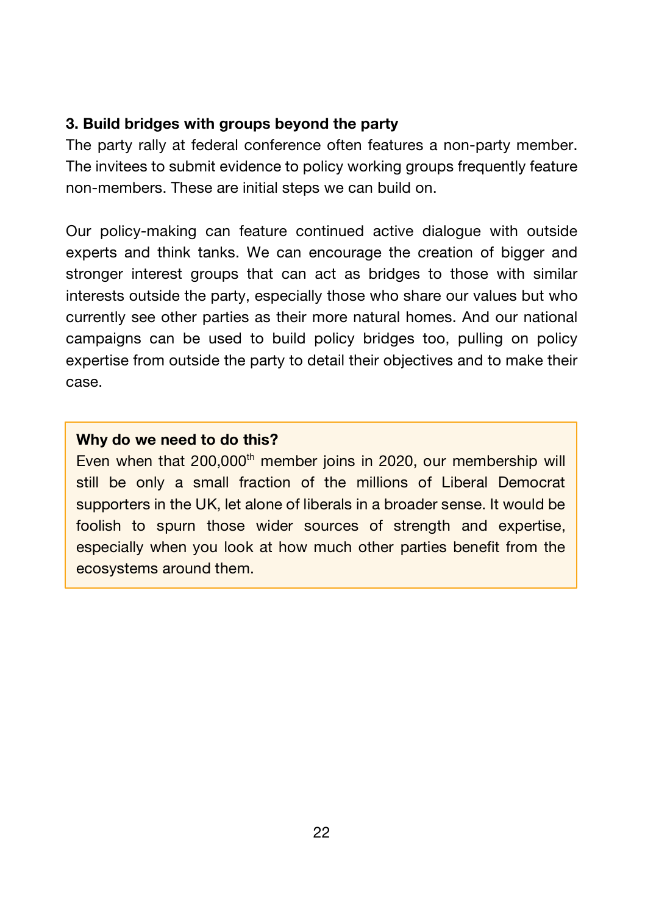### 3. Build bridges with groups beyond the party

The party rally at federal conference often features a non-party member. The invitees to submit evidence to policy working groups frequently feature non-members. These are initial steps we can build on.

Our policy-making can feature continued active dialogue with outside experts and think tanks. We can encourage the creation of bigger and stronger interest groups that can act as bridges to those with similar interests outside the party, especially those who share our values but who currently see other parties as their more natural homes. And our national campaigns can be used to build policy bridges too, pulling on policy expertise from outside the party to detail their objectives and to make their case.

> **Why do we need to do this?**
>
> Even when that 200,000th member joins in 2020, our membership will still be only a small fraction of the millions of Liberal Democrat supporters in the UK, let alone of liberals in a broader sense. It would be foolish to spurn those wider sources of strength and expertise, especially when you look at how much other parties benefit from the ecosystems around them.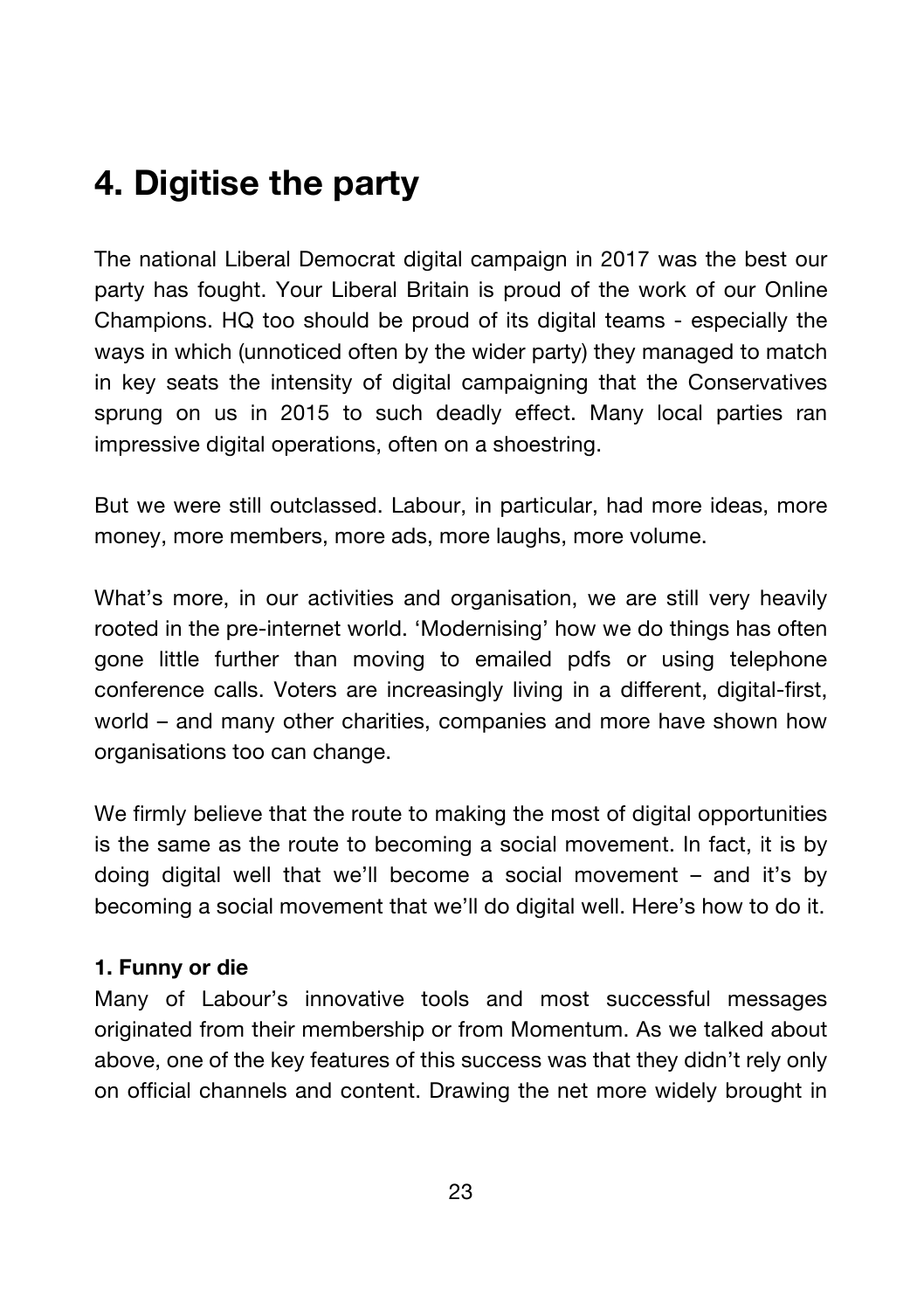# 4. Digitise the party

The national Liberal Democrat digital campaign in 2017 was the best our party has fought. Your Liberal Britain is proud of the work of our Online Champions. HQ too should be proud of its digital teams - especially the ways in which (unnoticed often by the wider party) they managed to match in key seats the intensity of digital campaigning that the Conservatives sprung on us in 2015 to such deadly effect. Many local parties ran impressive digital operations, often on a shoestring.

But we were still outclassed. Labour, in particular, had more ideas, more money, more members, more ads, more laughs, more volume.

What's more, in our activities and organisation, we are still very heavily rooted in the pre-internet world. 'Modernising' how we do things has often gone little further than moving to emailed pdfs or using telephone conference calls. Voters are increasingly living in a different, digital-first, world – and many other charities, companies and more have shown how organisations too can change.

We firmly believe that the route to making the most of digital opportunities is the same as the route to becoming a social movement. In fact, it is by doing digital well that we'll become a social movement – and it's by becoming a social movement that we'll do digital well. Here's how to do it.

**1. Funny or die**

Many of Labour's innovative tools and most successful messages originated from their membership or from Momentum. As we talked about above, one of the key features of this success was that they didn't rely only on official channels and content. Drawing the net more widely brought in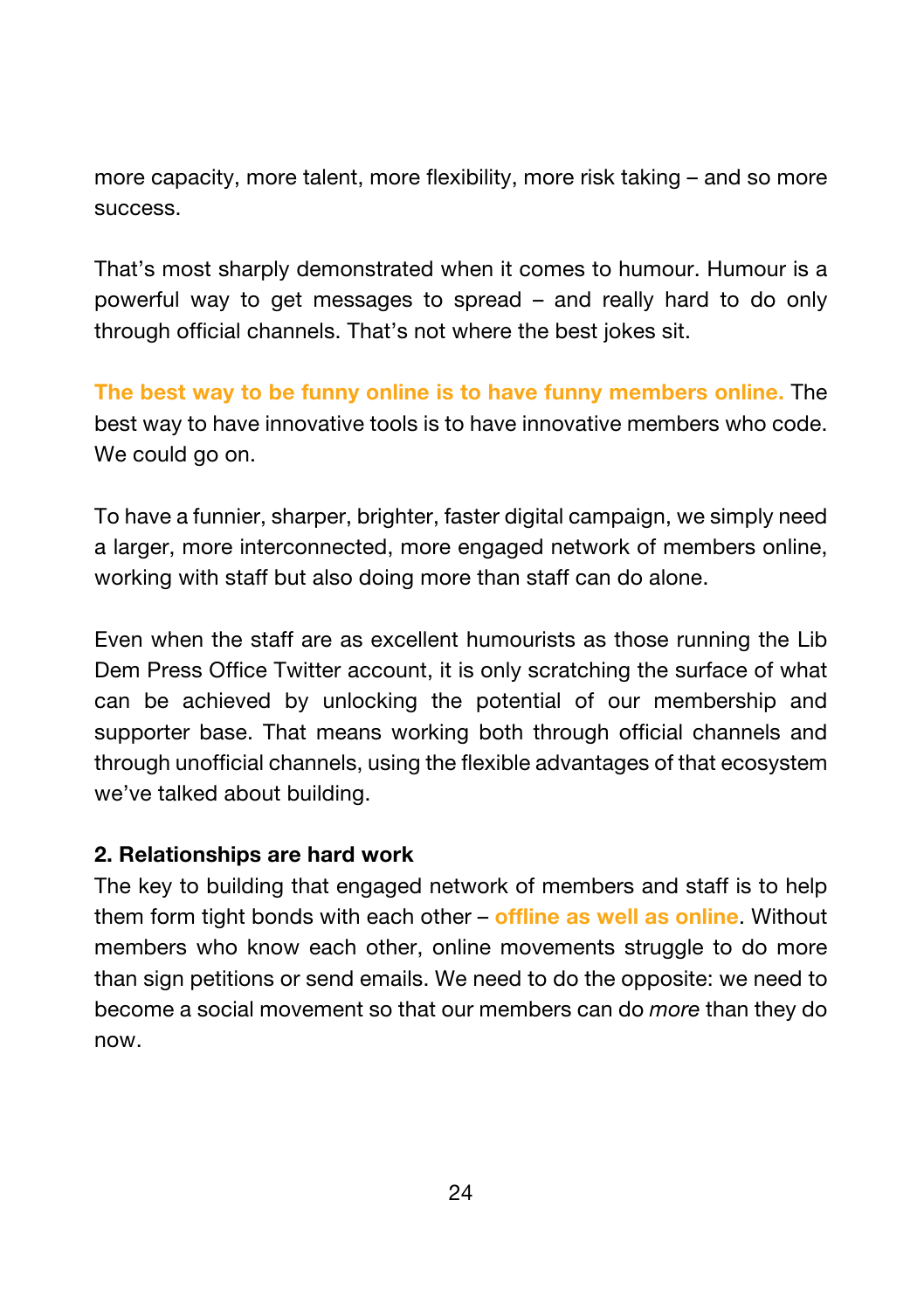more capacity, more talent, more flexibility, more risk taking – and so more success.

That's most sharply demonstrated when it comes to humour. Humour is a powerful way to get messages to spread – and really hard to do only through official channels. That's not where the best jokes sit.

**The best way to be funny online is to have funny members online.** The best way to have innovative tools is to have innovative members who code. We could go on.

To have a funnier, sharper, brighter, faster digital campaign, we simply need a larger, more interconnected, more engaged network of members online, working with staff but also doing more than staff can do alone.

Even when the staff are as excellent humourists as those running the Lib Dem Press Office Twitter account, it is only scratching the surface of what can be achieved by unlocking the potential of our membership and supporter base. That means working both through official channels and through unofficial channels, using the flexible advantages of that ecosystem we've talked about building.

**2. Relationships are hard work**

The key to building that engaged network of members and staff is to help them form tight bonds with each other – **offline as well as online**. Without members who know each other, online movements struggle to do more than sign petitions or send emails. We need to do the opposite: we need to become a social movement so that our members can do *more* than they do now.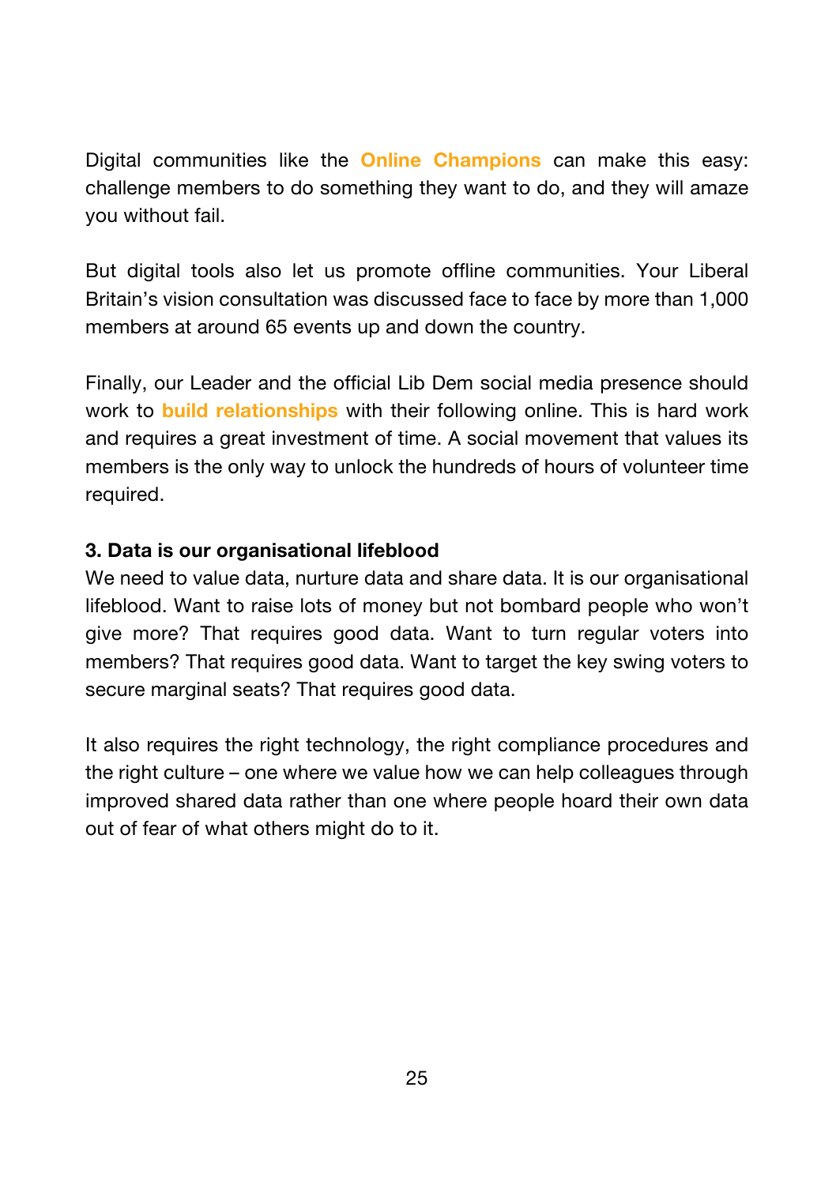Digital communities like the **Online Champions** can make this easy: challenge members to do something they want to do, and they will amaze you without fail.

But digital tools also let us promote offline communities. Your Liberal Britain's vision consultation was discussed face to face by more than 1,000 members at around 65 events up and down the country.

Finally, our Leader and the official Lib Dem social media presence should work to **build relationships** with their following online. This is hard work and requires a great investment of time. A social movement that values its members is the only way to unlock the hundreds of hours of volunteer time required.

**3. Data is our organisational lifeblood**

We need to value data, nurture data and share data. It is our organisational lifeblood. Want to raise lots of money but not bombard people who won't give more? That requires good data. Want to turn regular voters into members? That requires good data. Want to target the key swing voters to secure marginal seats? That requires good data.

It also requires the right technology, the right compliance procedures and the right culture – one where we value how we can help colleagues through improved shared data rather than one where people hoard their own data out of fear of what others might do to it.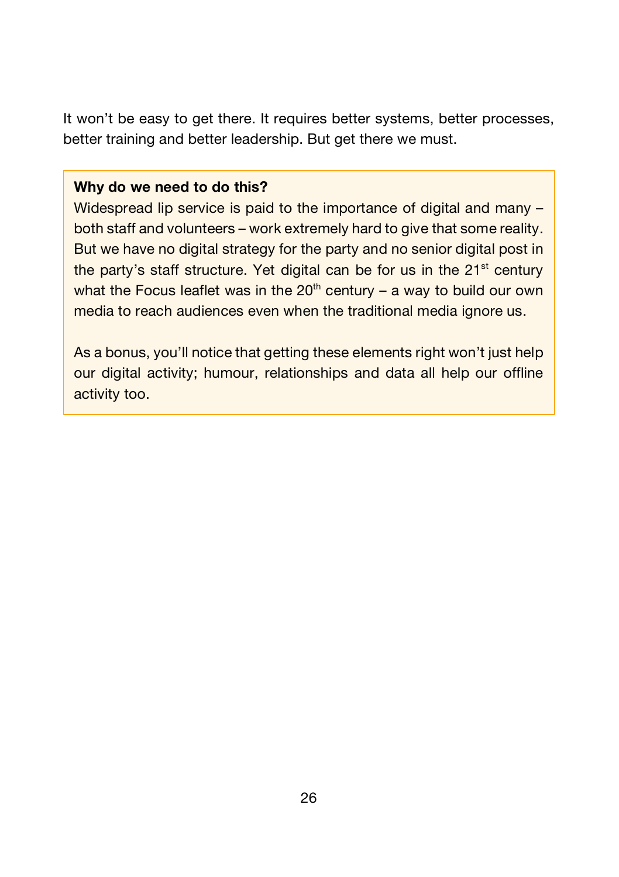It won't be easy to get there. It requires better systems, better processes, better training and better leadership. But get there we must.

**Why do we need to do this?**

Widespread lip service is paid to the importance of digital and many – both staff and volunteers – work extremely hard to give that some reality. But we have no digital strategy for the party and no senior digital post in the party's staff structure. Yet digital can be for us in the 21st century what the Focus leaflet was in the 20th century – a way to build our own media to reach audiences even when the traditional media ignore us.

As a bonus, you'll notice that getting these elements right won't just help our digital activity; humour, relationships and data all help our offline activity too.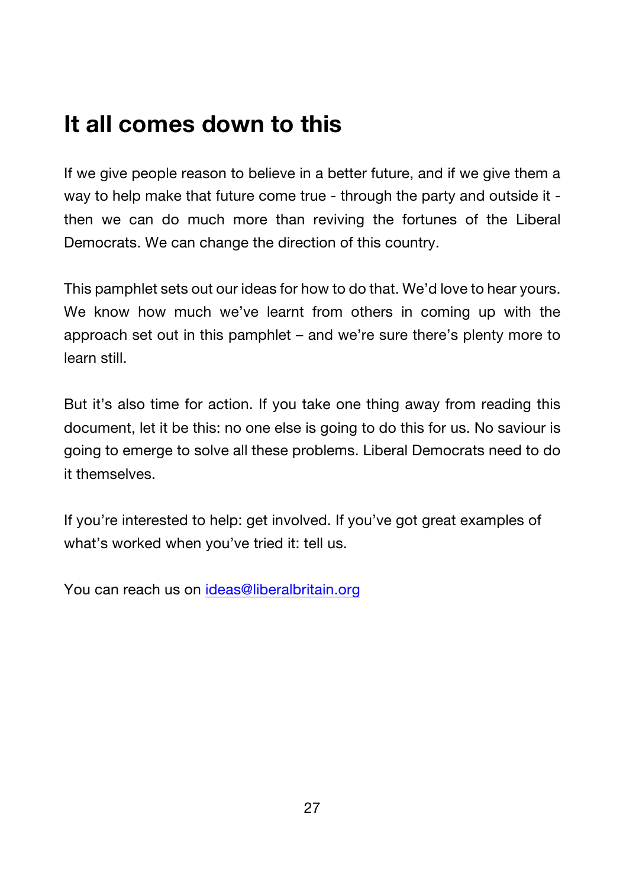## It all comes down to this

If we give people reason to believe in a better future, and if we give them a way to help make that future come true - through the party and outside it - then we can do much more than reviving the fortunes of the Liberal Democrats. We can change the direction of this country.

This pamphlet sets out our ideas for how to do that. We'd love to hear yours. We know how much we've learnt from others in coming up with the approach set out in this pamphlet – and we're sure there's plenty more to learn still.

But it's also time for action. If you take one thing away from reading this document, let it be this: no one else is going to do this for us. No saviour is going to emerge to solve all these problems. Liberal Democrats need to do it themselves.

If you're interested to help: get involved. If you've got great examples of what's worked when you've tried it: tell us.

You can reach us on [ideas@liberalbritain.org](mailto:ideas@liberalbritain.org)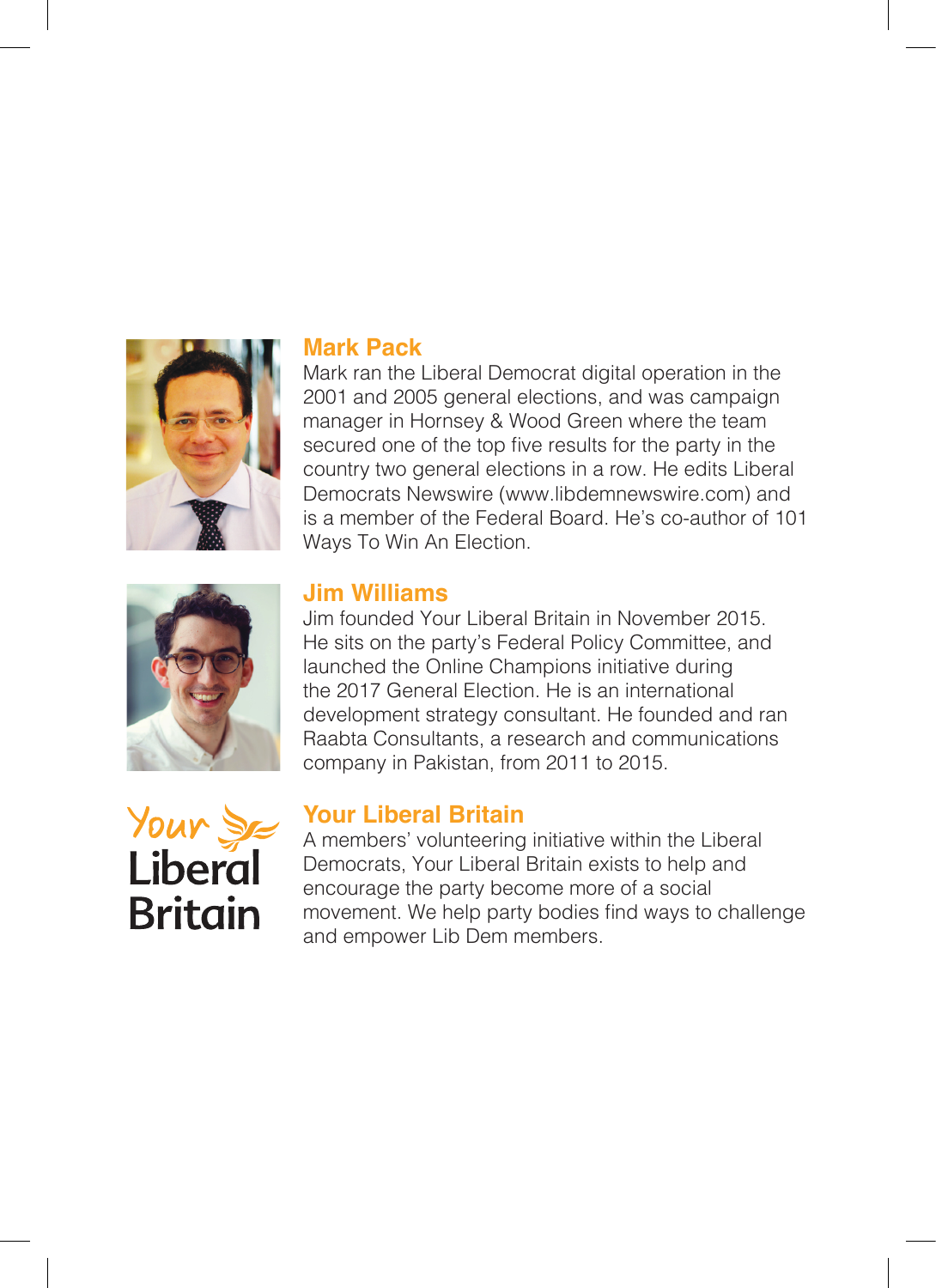## Mark Pack

Mark ran the Liberal Democrat digital operation in the 2001 and 2005 general elections, and was campaign manager in Hornsey & Wood Green where the team secured one of the top five results for the party in the country two general elections in a row. He edits Liberal Democrats Newswire (www.libdemnewswire.com) and is a member of the Federal Board. He's co-author of 101 Ways To Win An Election.

## Jim Williams

Jim founded Your Liberal Britain in November 2015. He sits on the party's Federal Policy Committee, and launched the Online Champions initiative during the 2017 General Election. He is an international development strategy consultant. He founded and ran Raabta Consultants, a research and communications company in Pakistan, from 2011 to 2015.

## Your Liberal Britain

A members' volunteering initiative within the Liberal Democrats, Your Liberal Britain exists to help and encourage the party become more of a social movement. We help party bodies find ways to challenge and empower Lib Dem members.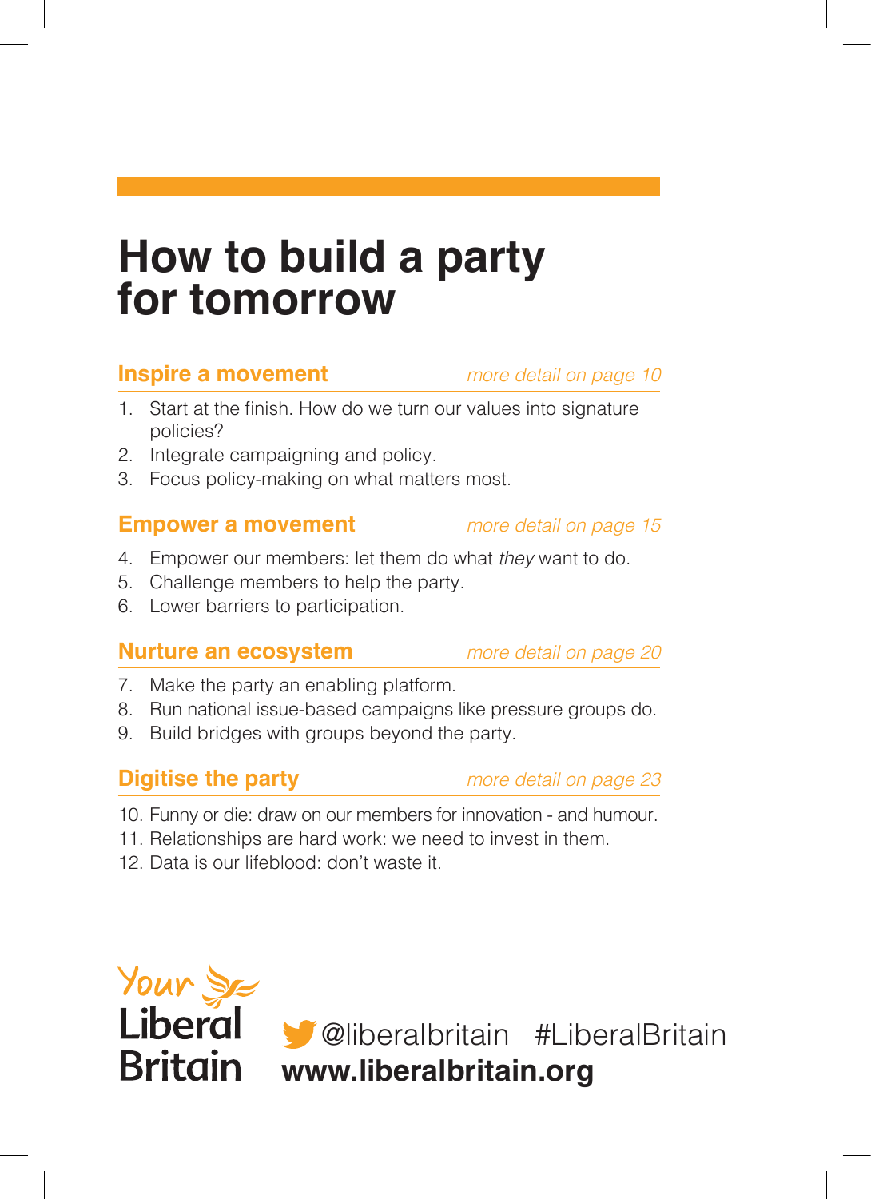# How to build a party for tomorrow

## Inspire a movement

*more detail on page 10*

1. Start at the finish. How do we turn our values into signature policies?
2. Integrate campaigning and policy.
3. Focus policy-making on what matters most.

## Empower a movement

*more detail on page 15*

4. Empower our members: let them do what *they* want to do.
5. Challenge members to help the party.
6. Lower barriers to participation.

## Nurture an ecosystem

*more detail on page 20*

7. Make the party an enabling platform.
8. Run national issue-based campaigns like pressure groups do.
9. Build bridges with groups beyond the party.

## Digitise the party

*more detail on page 23*

10. Funny or die: draw on our members for innovation - and humour.
11. Relationships are hard work: we need to invest in them.
12. Data is our lifeblood: don't waste it.

Your Liberal Britain

@liberalbritain #LiberalBritain

**www.liberalbritain.org**